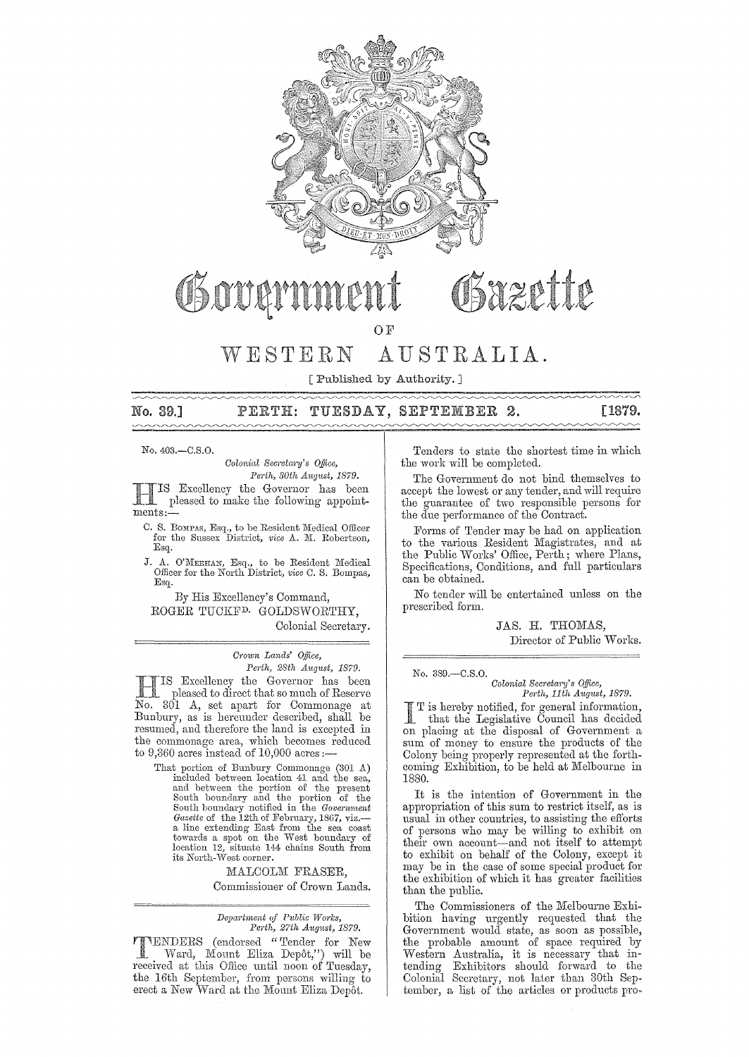# Government Gazette

OF

# WESTERN AUSTRALIA.

[ Published by Authority. ]

**No. 39.] PERTH: TUESDAY, SEPTEMBER 2. [1879.**

---

No. 403.—C.S.O.

*Colonial Secretary's Office,*
*Perth, 30th August, 1879.*

HIS Excellency the Governor has been pleased to make the following appointments:—

C. S. BOMPAS, Esq., to be Resident Medical Officer for the Sussex District, *vice* A. M. Robertson, Esq.

J. A. O'MEEHAN, Esq., to be Resident Medical Officer for the North District, *vice* C. S. Bompas, Esq.

By His Excellency's Command,

ROGER TUCKFD. GOLDSWORTHY,
Colonial Secretary.

---

*Crown Lands' Office,*
*Perth, 28th August, 1879.*

HIS Excellency the Governor has been pleased to direct that so much of Reserve No. 301 A, set apart for Commonage at Bunbury, as is hereunder described, shall be resumed, and therefore the land is excepted in the commonage area, which becomes reduced to 9,360 acres instead of 10,000 acres:—

That portion of Bunbury Commonage (301 A) included between location 41 and the sea, and between the portion of the present South boundary and the portion of the South boundary notified in the *Government Gazette* of the 12th of February, 1867, viz.—a line extending East from the sea coast towards a spot on the West boundary of location 12, situate 144 chains South from its North-West corner.

MALCOLM FRASER,
Commissioner of Crown Lands.

---

*Department of Public Works,*
*Perth, 27th August, 1879.*

TENDERS (endorsed "Tender for New Ward, Mount Eliza Depôt,") will be received at this Office until noon of Tuesday, the 16th September, from persons willing to erect a New Ward at the Mount Eliza Depôt.

Tenders to state the shortest time in which the work will be completed.

The Government do not bind themselves to accept the lowest or any tender, and will require the guarantee of two responsible persons for the due performance of the Contract.

Forms of Tender may be had on application to the various Resident Magistrates, and at the Public Works' Office, Perth; where Plans, Specifications, Conditions, and full particulars can be obtained.

No tender will be entertained unless on the prescribed form.

JAS. H. THOMAS,
Director of Public Works.

---

No. 389.—C.S.O.

*Colonial Secretary's Office,*
*Perth, 11th August, 1879.*

IT is hereby notified, for general information, that the Legislative Council has decided on placing at the disposal of Government a sum of money to ensure the products of the Colony being properly represented at the forthcoming Exhibition, to be held at Melbourne in 1880.

It is the intention of Government in the appropriation of this sum to restrict itself, as is usual in other countries, to assisting the efforts of persons who may be willing to exhibit on their own account—and not itself to attempt to exhibit on behalf of the Colony, except it may be in the case of some special product for the exhibition of which it has greater facilities than the public.

The Commissioners of the Melbourne Exhibition having urgently requested that the Government would state, as soon as possible, the probable amount of space required by Western Australia, it is necessary that intending Exhibitors should forward to the Colonial Secretary, not later than 30th September, a list of the articles or products pro-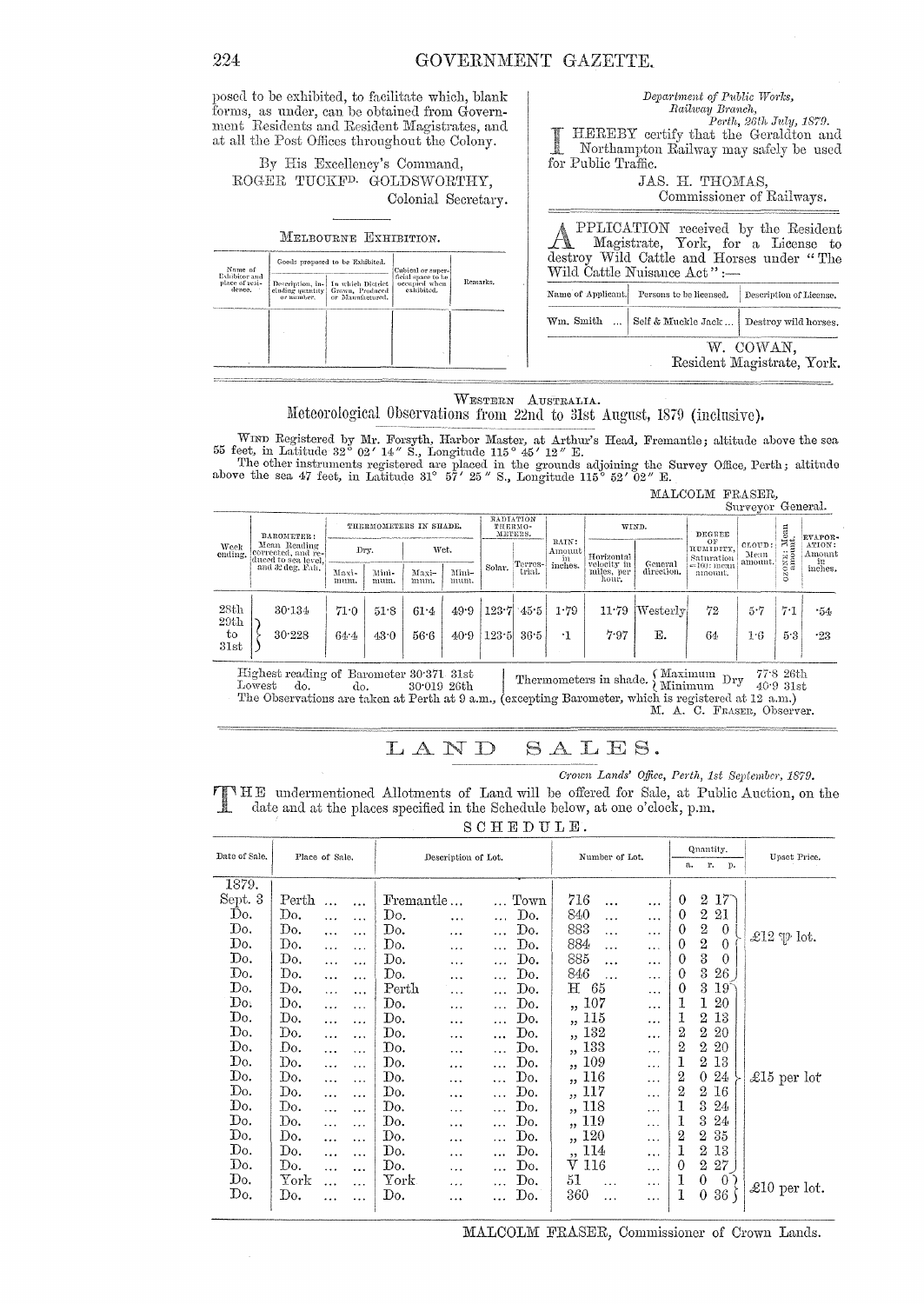posed to be exhibited, to facilitate which, blank forms, as under, can be obtained from Government Residents and Resident Magistrates, and at all the Post Offices throughout the Colony.

By His Excellency's Command,
ROGER TUCKFD. GOLDSWORTHY,
Colonial Secretary.

MELBOURNE EXHIBITION.

| Name of Exhibitor and place of residence. | Goods proposed to be Exhibited. | | Cubical or superficial space to be occupied when exhibited. | Remarks. |
|---|---|---|---|---|
| | Description, including quantity or number. | In which District Grown, Produced or Manufactured. | | |
| | | | | |

*Department of Public Works, Railway Branch,*
*Perth, 26th July, 1879.*

I HEREBY certify that the Geraldton and Northampton Railway may safely be used for Public Traffic.

JAS. H. THOMAS,
Commissioner of Railways.

APPLICATION received by the Resident Magistrate, York, for a License to destroy Wild Cattle and Horses under "The Wild Cattle Nuisance Act":—

| Name of Applicant. | Persons to be licensed. | Description of License. |
|---|---|---|
| Wm. Smith ... | Self & Muckle Jack ... | Destroy wild horses. |

W. COWAN,
Resident Magistrate, York.

WESTERN AUSTRALIA.

## Meteorological Observations from 22nd to 31st August, 1879 (inclusive).

WIND Registered by Mr. Forsyth, Harbor Master, at Arthur's Head, Fremantle; altitude above the sea 55 feet, in Latitude 32° 02′ 14″ S., Longitude 115° 45′ 12″ E.

The other instruments registered are placed in the grounds adjoining the Survey Office, Perth; altitude above the sea 47 feet, in Latitude 31° 57′ 25″ S., Longitude 115° 52′ 02″ E.

MALCOLM FRASER,
Surveyor General.

| Week ending. | BAROMETER: Mean Reading corrected, and reduced to sea level, and 32 deg. Fah. | THERMOMETERS IN SHADE. | | | | RADIATION THERMOMETERS. | | RAIN: Amount in inches. | WIND. | | DEGREE OF HUMIDITY, Saturation =100: mean amount. | CLOUD: Mean amount. | OZONE: Mean amount. | EVAPORATION: Amount in inches. |
|---|---|---|---|---|---|---|---|---|---|---|---|---|---|---|
| | | Dry. | | Wet. | | | | | | | | | | |
| | | Maximum. | Minimum. | Maximum. | Minimum. | Solar. | Terrestrial. | | Horizontal velocity in miles, per hour. | General direction. | | | | |
| 28th | 30·134 | 71·0 | 51·8 | 61·4 | 49·9 | 123·7 | 45·5 | 1·79 | 11·79 | Westerly | 72 | 5·7 | 7·1 | ·54 |
| 29th to 31st | 30·228 | 64·4 | 43·0 | 56·6 | 40·9 | 123·5 | 36·5 | ·1 | 7·97 | E. | 64 | 1·6 | 5·3 | ·23 |

Highest reading of Barometer 30·371 31st
Lowest do. do. 30·019 26th

Thermometers in shade. { Maximum Dry 77·8 26th; Minimum Dry 40·9 31st }

The Observations are taken at Perth at 9 a.m., (excepting Barometer, which is registered at 12 a.m.)

M. A. C. FRASER, Observer.

# LAND SALES.

*Crown Lands' Office, Perth, 1st September, 1879.*

THE undermentioned Allotments of Land will be offered for Sale, at Public Auction, on the date and at the places specified in the Schedule below, at one o'clock, p.m.

SCHEDULE.

| Date of Sale. | Place of Sale. | Description of Lot. | Number of Lot. | Quantity. a. | r. | p. | Upset Price. |
|---|---|---|---|---|---|---|---|
| 1879. | | | | | | | |
| Sept. 3 | Perth ... ... | Fremantle ... ... Town | 716 ... ... | 0 | 2 | 17 | £12 ℔ lot. |
| Do. | Do. ... ... | Do. ... ... Do. | 840 ... ... | 0 | 2 | 21 | |
| Do. | Do. ... ... | Do. ... ... Do. | 883 ... ... | 0 | 2 | 0 | |
| Do. | Do. ... ... | Do. ... ... Do. | 884 ... ... | 0 | 2 | 0 | |
| Do. | Do. ... ... | Do. ... ... Do. | 885 ... ... | 0 | 3 | 0 | |
| Do. | Do. ... ... | Do. ... ... Do. | 846 ... ... | 0 | 3 | 26 | |
| Do. | Do. ... ... | Perth ... ... Do. | H 65 ... | 0 | 3 | 19 | £15 per lot |
| Do. | Do. ... ... | Do. ... ... Do. | ,, 107 ... | 1 | 1 | 20 | |
| Do. | Do. ... ... | Do. ... ... Do. | ,, 115 ... | 1 | 2 | 13 | |
| Do. | Do. ... ... | Do. ... ... Do. | ,, 132 ... | 2 | 2 | 20 | |
| Do. | Do. ... ... | Do. ... ... Do. | ,, 133 ... | 2 | 2 | 20 | |
| Do. | Do. ... ... | Do. ... ... Do. | ,, 109 ... | 1 | 2 | 13 | |
| Do. | Do. ... ... | Do. ... ... Do. | ,, 116 ... | 2 | 0 | 24 | |
| Do. | Do. ... ... | Do. ... ... Do. | ,, 117 ... | 2 | 2 | 16 | |
| Do. | Do. ... ... | Do. ... ... Do. | ,, 118 ... | 1 | 3 | 24 | |
| Do. | Do. ... ... | Do. ... ... Do. | ,, 119 ... | 1 | 3 | 24 | |
| Do. | Do. ... ... | Do. ... ... Do. | ,, 120 ... | 2 | 2 | 35 | |
| Do. | Do. ... ... | Do. ... ... Do. | ,, 114 ... | 1 | 2 | 13 | |
| Do. | Do. ... ... | Do. ... ... Do. | V 116 ... | 0 | 2 | 27 | |
| Do. | York ... ... | York ... ... Do. | 51 ... ... | 1 | 0 | 0 | £10 per lot. |
| Do. | Do. ... ... | Do. ... ... Do. | 360 ... ... | 1 | 0 | 36 | |

MALCOLM FRASER, Commissioner of Crown Lands.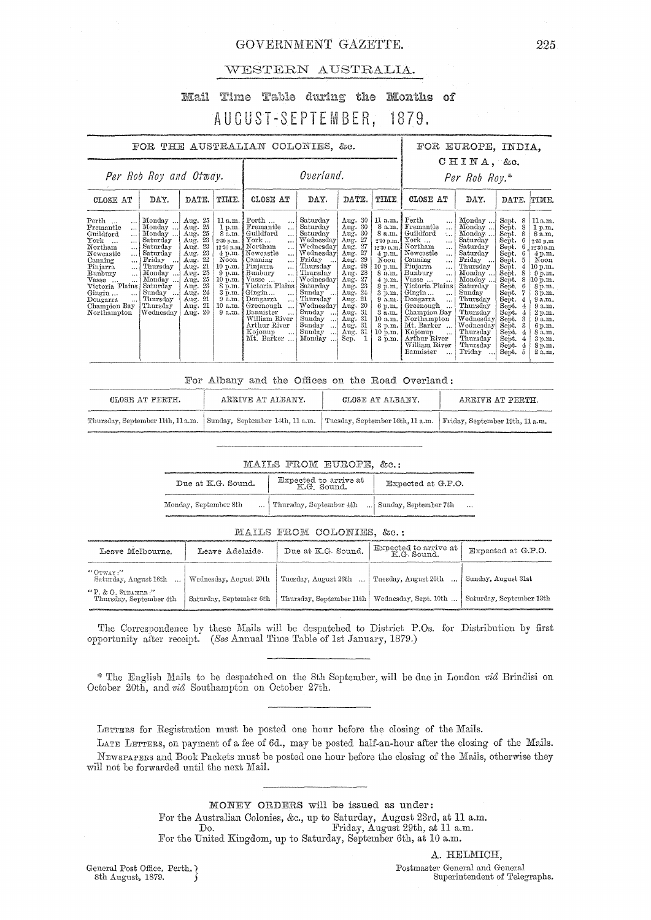# GOVERNMENT GAZETTE.

## WESTERN AUSTRALIA.

### Mail Time Table during the Months of

## AUGUST-SEPTEMBER, 1879.

| FOR THE AUSTRALIAN COLONIES, &c. | | | | | | | | FOR EUROPE, INDIA, CHINA, &c. | | | |
|---|---|---|---|---|---|---|---|---|---|---|---|
| *Per Rob Roy and Otway.* | | | | *Overland.* | | | | *Per Rob Roy.** | | | |
| CLOSE AT | DAY. | DATE. | TIME. | CLOSE AT | DAY. | DATE. | TIME. | CLOSE AT | DAY. | DATE. | TIME. |
| Perth ... | Monday ... | Aug. 25 | 11 a.m. | Perth ... | Saturday | Aug. 30 | 11 a.m. | Perth ... | Monday ... | Sept. 8 | 11 a.m. |
| Fremantle ... | Monday ... | Aug. 25 | 1 p.m. | Fremantle ... | Saturday | Aug. 30 | 8 a.m. | Fremantle ... | Monday ... | Sept. 8 | 1 p.m. |
| Guildford ... | Monday ... | Aug. 25 | 8 a.m. | Guildford ... | Saturday | Aug. 30 | 8 a.m. | Guildford ... | Monday ... | Sept. 8 | 8 a.m. |
| York ... | Saturday | Aug. 23 | 2·30 p.m. | York ... | Wednesday | Aug. 27 | 2·30 p.m. | York ... | Saturday | Sept. 6 | 2·30 p.m. |
| Northam ... | Saturday | Aug. 23 | 12·30 p.m. | Northam ... | Wednesday | Aug. 27 | 12·30 p.m. | Northam ... | Saturday | Sept. 6 | 12·30 p.m. |
| Newcastle ... | Saturday | Aug. 23 | 4 p.m. | Newcastle ... | Wednesday | Aug. 27 | 4 p.m. | Newcastle ... | Saturday | Sept. 6 | 4 p.m. |
| Canning ... | Friday ... | Aug. 22 | Noon | Canning ... | Friday ... | Aug. 29 | Noon | Canning ... | Friday ... | Sept. 5 | Noon |
| Pinjarra ... | Thursday | Aug. 21 | 10 p.m. | Pinjarra ... | Thursday | Aug. 28 | 10 p.m. | Pinjarra ... | Thursday | Sept. 4 | 10 p.m. |
| Bunbury ... | Monday ... | Aug. 25 | 9 p.m. | Bunbury ... | Thursday | Aug. 28 | 8 a.m. | Bunbury ... | Monday ... | Sept. 8 | 9 p.m. |
| Vasse ... | Monday ... | Aug. 25 | 10 p.m. | Vasse ... | Wednesday | Aug. 27 | 4 p.m. | Vasse ... | Monday ... | Sept. 8 | 10 p.m. |
| Victoria Plains | Saturday | Aug. 23 | 8 p.m. | Victoria Plains | Saturday | Aug. 23 | 8 p.m. | Victoria Plains | Saturday | Sept. 6 | 8 p.m. |
| Gingin ... | Sunday ... | Aug. 24 | 3 p.m. | Gingin ... | Sunday ... | Aug. 24 | 3 p.m. | Gingin ... | Sunday | Sept. 7 | 3 p.m. |
| Dongarra ... | Thursday | Aug. 21 | 9 a.m. | Dongarra ... | Thursday | Aug. 21 | 9 a.m. | Dongarra ... | Thursday | Sept. 4 | 9 a.m. |
| Champion Bay | Thursday | Aug. 21 | 10 a.m. | Greenough ... | Wednesday | Aug. 20 | 6 p.m. | Greenough ... | Thursday | Sept. 4 | 9 a.m. |
| Northampton | Wednesday | Aug. 20 | 9 a.m. | Bannister ... | Sunday ... | Aug. 31 | 3 a.m. | Champion Bay | Thursday | Sept. 4 | 2 p.m. |
| | | | | William River | Sunday ... | Aug. 31 | 10 a.m. | Northampton | Wednesday | Sept. 3 | 9 a.m. |
| | | | | Arthur River | Sunday ... | Aug. 31 | 3 p.m. | Mt. Barker ... | Wednesday | Sept. 3 | 6 p.m. |
| | | | | Kojonup ... | Sunday ... | Aug. 31 | 10 p.m. | Kojonup ... | Thursday | Sept. 4 | 8 a.m. |
| | | | | Mt. Barker ... | Monday ... | Sep. 1 | 3 p.m. | Arthur River | Thursday | Sept. 4 | 3 p.m. |
| | | | | | | | | William River | Thursday | Sept. 4 | 8 p.m. |
| | | | | | | | | Bannister ... | Friday ... | Sept. 5 | 2 a.m. |

### For Albany and the Offices on the Road Overland:

| CLOSE AT PERTH. | ARRIVE AT ALBANY. | CLOSE AT ALBANY. | ARRIVE AT PERTH. |
|---|---|---|---|
| Thursday, September 11th, 11 a.m. | Sunday, September 14th, 11 a.m. | Tuesday, September 16th, 11 a.m. | Friday, September 19th, 11 a.m. |

### MAILS FROM EUROPE, &c.:

| Due at K.G. Sound. | Expected to arrive at K.G. Sound. | Expected at G.P.O. |
|---|---|---|
| Monday, September 8th ... | Thursday, September 4th ... | Sunday, September 7th ... |

### MAILS FROM COLONIES, &c.:

| Leave Melbourne. | Leave Adelaide. | Due at K.G. Sound. | Expected to arrive at K.G. Sound. | Expected at G.P.O. |
|---|---|---|---|---|
| "OTWAY:" Saturday, August 16th ... | Wednesday, August 20th | Tuesday, August 26th ... | Tuesday, August 26th ... | Sunday, August 31st |
| "P. & O. STEAMER:" Thursday, September 4th | Saturday, September 6th | Thursday, September 11th | Wednesday, Sept. 10th ... | Saturday, September 13th |

The Correspondence by these Mails will be despatched to District P.Os. for Distribution by first opportunity after receipt. (*See* Annual Time Table of 1st January, 1879.)

\* The English Mails to be despatched on the 8th September, will be due in London *viâ* Brindisi on October 20th, and *viâ* Southampton on October 27th.

LETTERS for Registration must be posted one hour before the closing of the Mails.

LATE LETTERS, on payment of a fee of 6d., may be posted half-an-hour after the closing of the Mails.

NEWSPAPERS and Book Packets must be posted one hour before the closing of the Mails, otherwise they will not be forwarded until the next Mail.

MONEY ORDERS will be issued as under:

For the Australian Colonies, &c., up to Saturday, August 23rd, at 11 a.m.

Do. Friday, August 29th, at 11 a.m.

For the United Kingdom, up to Saturday, September 6th, at 10 a.m.

A. HELMICH,
Postmaster General and General Superintendent of Telegraphs.

General Post Office, Perth,
8th August, 1879.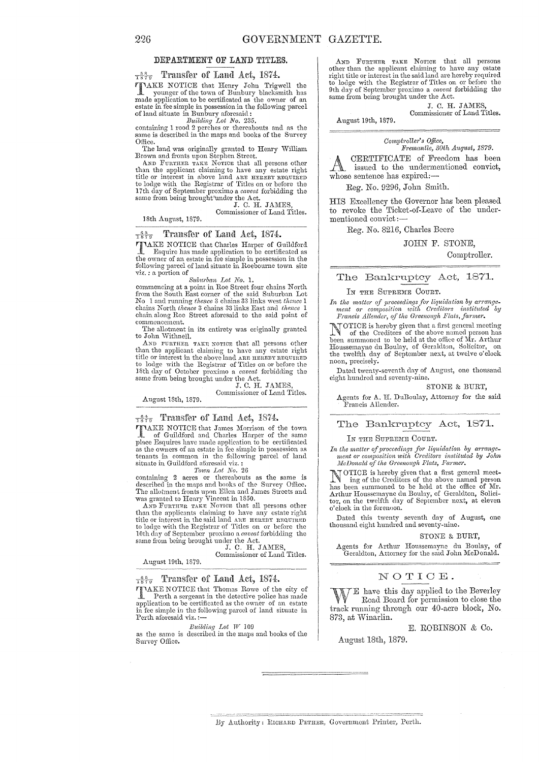## DEPARTMENT OF LAND TITLES.

### 58/1879 Transfer of Land Act, 1874.

TAKE NOTICE that Henry John Trigwell the younger of the town of Bunbury blacksmith has made application to be certificated as the owner of an estate in fee simple in possession in the following parcel of land situate in Bunbury aforesaid:

*Building Lot No. 235.*

containing 1 rood 2 perches or thereabouts and as the same is described in the maps and books of the Survey Office.

The land was originally granted to Henry William Brown and fronts upon Stephen Street.

AND FURTHER TAKE NOTICE that all persons other than the applicant claiming to have any estate right title or interest in above land ARE HEREBY REQUIRED to lodge with the Registrar of Titles on or before the 17th day of September proximo a *caveat* forbidding the same from being brought under the Act.

J. C. H. JAMES,
Commissioner of Land Titles.

18th August, 1879.

### 63/1879 Transfer of Land Act, 1874.

TAKE NOTICE that Charles Harper of Guildford Esquire has made application to be certificated as the owner of an estate in fee simple in possession in the following parcel of land situate in Roebourne town site viz.: a portion of

*Suburban Lot No. 1.*

commencing at a point in Roe Street four chains North from the South East corner of the said Suburban Lot No 1 and running *thence* 3 chains 33 links west *thence* 1 chains North *thence* 3 chains 33 links East and *thence* 1 chain along Roe Street aforesaid to the said point of commencement.

The allotment in its entirety was originally granted to John Withnell.

AND FURTHER TAKE NOTICE that all persons other than the applicant claiming to have any estate right title or interest in the above land ARE HEREBY REQUIRED to lodge with the Registrar of Titles on or before the 18th day of October proximo a *caveat* forbidding the same from being brought under the Act.

J. C. H. JAMES,
Commissioner of Land Titles.

August 18th, 1879.

### 64/1879 Transfer of Land Act, 1874.

TAKE NOTICE that James Morrison of the town of Guildford and Charles Harper of the same place Esquires have made application to be certificated as the owners of an estate in fee simple in possession as tenants in common in the following parcel of land situate in Guildford aforesaid viz.:

*Town Lot No. 26*

containing 2 acres or thereabouts as the same is described in the maps and books of the Survey Office. The allotment fronts upon Ellen and James Streets and was granted to Henry Vincent in 1850.

AND FURTHER TAKE NOTICE that all persons other than the applicants claiming to have any estate right title or interest in the said land ARE HEREBY REQUIRED to lodge with the Registrar of Titles on or before the 10th day of September proximo a *caveat* forbidding the same from being brought under the Act.

J. C. H. JAMES,
Commissioner of Land Titles.

August 19th, 1879.

### 65/1879 Transfer of Land Act, 1874.

TAKE NOTICE that Thomas Rowe of the city of Perth a sergeant in the detective police has made application to be certificated as the owner of an estate in fee simple in the following parcel of land situate in Perth aforesaid viz.:—

*Building Lot W 109*

as the same is described in the maps and books of the Survey Office.

AND FURTHER TAKE NOTICE that all persons other than the applicant claiming to have any estate right title or interest in the said land are hereby required to lodge with the Registrar of Titles on or before the 9th day of September proximo a *caveat* forbidding the same from being brought under the Act.

J. C. H. JAMES,
Commissioner of Land Titles.

August 19th, 1879.

---

*Comptroller's Office,*
*Fremantle, 30th August, 1879.*

A CERTIFICATE of Freedom has been issued to the undermentioned convict, whose sentence has expired:—

Reg. No. 9296, John Smith.

HIS Excellency the Governor has been pleased to revoke the Ticket-of-Leave of the undermentioned convict:—

Reg. No. 8216, Charles Beere

JOHN F. STONE,
Comptroller.

---

## The Bankruptcy Act, 1871.

IN THE SUPREME COURT.

*In the matter of proceedings for liquidation by arrangement or composition with Creditors instituted by Francis Allender, of the Greenough Flats, farmer.*

NOTICE is hereby given that a first general meeting of the Creditors of the above named person has been summoned to be held at the office of Mr. Arthur Houssemayne du Boulay, of Geraldton, Solicitor, on the twelfth day of September next, at twelve o'clock noon, precisely.

Dated twenty-seventh day of August, one thousand eight hundred and seventy-nine.

STONE & BURT,

Agents for A. H. DuBoulay, Attorney for the said Francis Allender.

## The Bankruptcy Act, 1871.

IN THE SUPREME COURT.

*In the matter of proceedings for liquidation by arrangement or composition with Creditors instituted by John McDonald of the Greenough Flats, Farmer.*

NOTICE is hereby given that a first general meeting of the Creditors of the above named person has been summoned to be held at the office of Mr. Arthur Houssemayne du Boulay, of Geraldton, Solicitor, on the twelfth day of September next, at eleven o'clock in the forenoon.

Dated this twenty seventh day of August, one thousand eight hundred and seventy-nine.

STONE & BURT,

Agents for Arthur Houssemayne du Boulay, of Geraldton, Attorney for the said John McDonald.

## NOTICE.

WE have this day applied to the Beverley Road Board for permission to close the track running through our 40-acre block, No. 873, at Winarlin.

E. ROBINSON & Co.

August 18th, 1879.

---

By Authority: RICHARD PETHER, Government Printer, Perth.